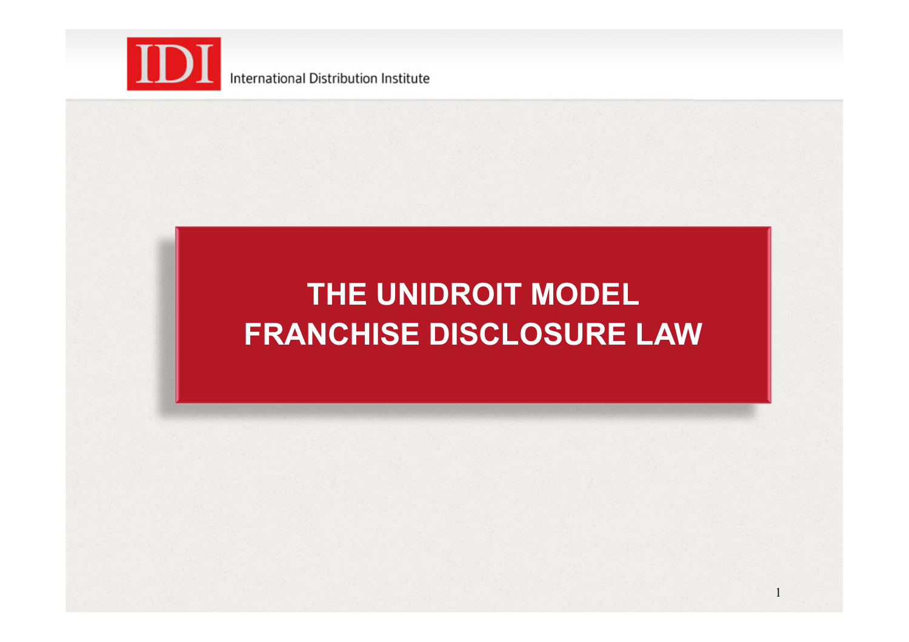IDI International Distribution Institute

# THE UNIDROIT MODEL FRANCHISE DISCLOSURE LAW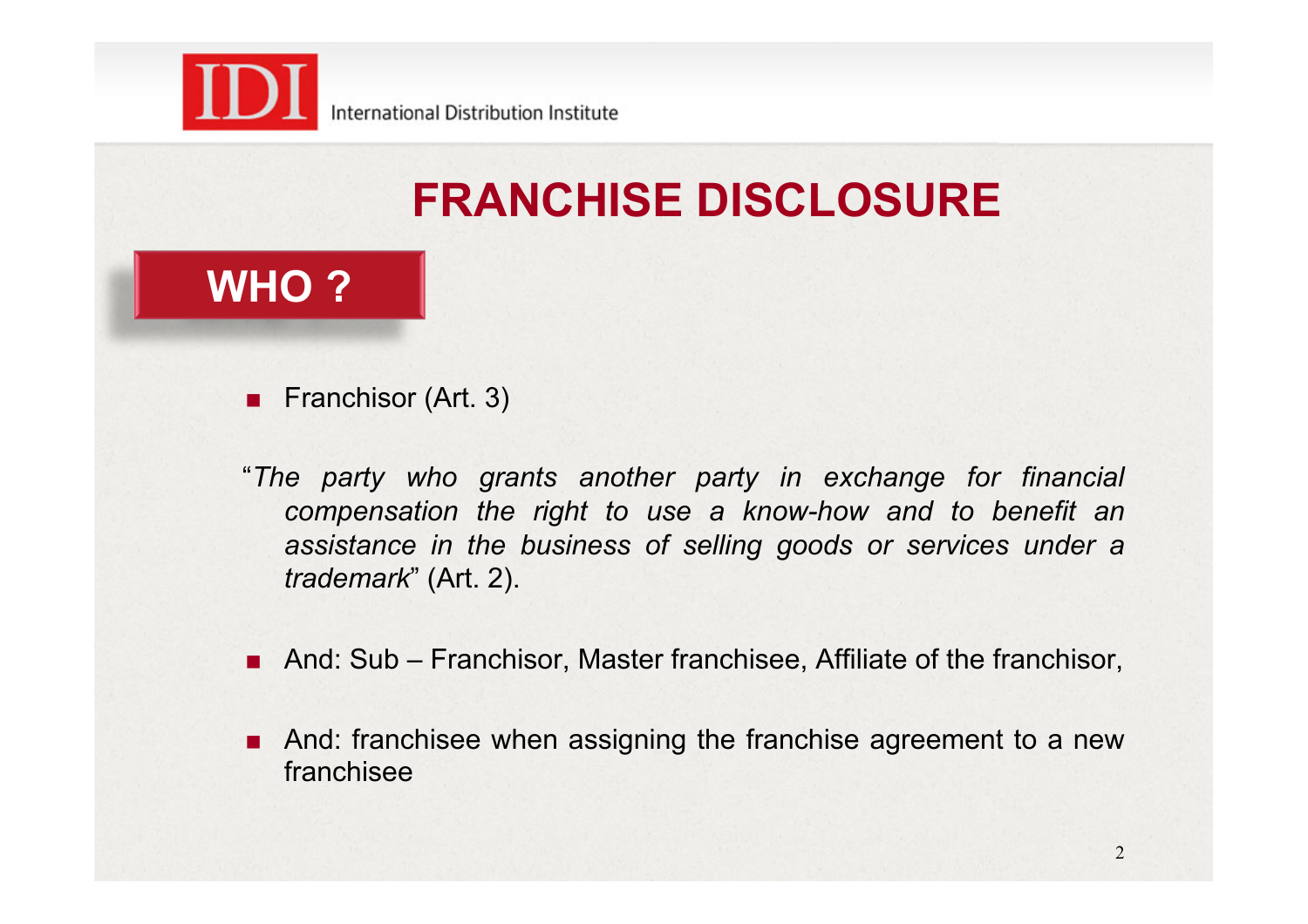# FRANCHISE DISCLOSURE

## WHO ?

- Franchisor (Art. 3)

"*The party who grants another party in exchange for financial compensation the right to use a know-how and to benefit an assistance in the business of selling goods or services under a trademark*" (Art. 2).

- And: Sub – Franchisor, Master franchisee, Affiliate of the franchisor,
- And: franchisee when assigning the franchise agreement to a new franchisee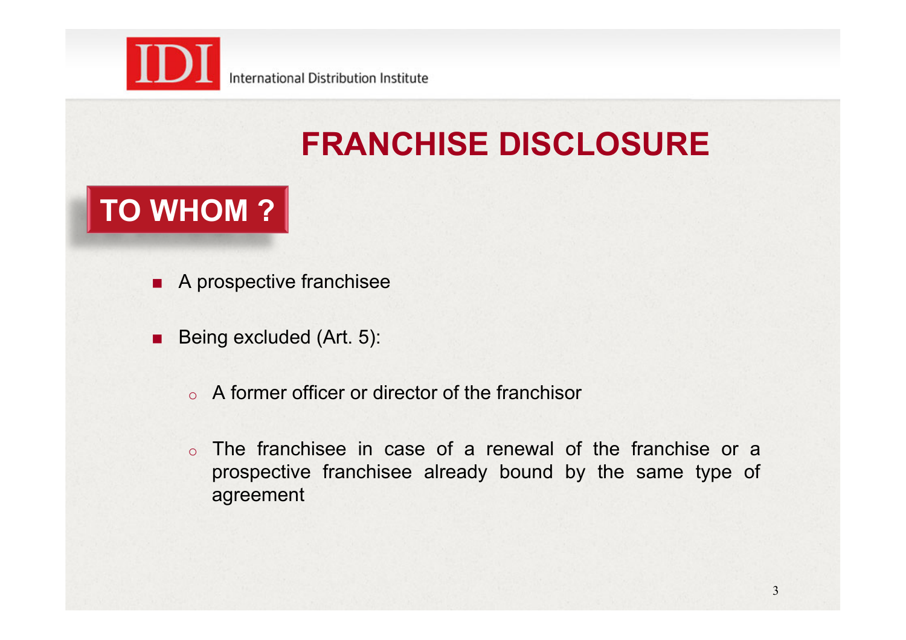# FRANCHISE DISCLOSURE

## TO WHOM ?

- A prospective franchisee
- Being excluded (Art. 5):
  - A former officer or director of the franchisor
  - The franchisee in case of a renewal of the franchise or a prospective franchisee already bound by the same type of agreement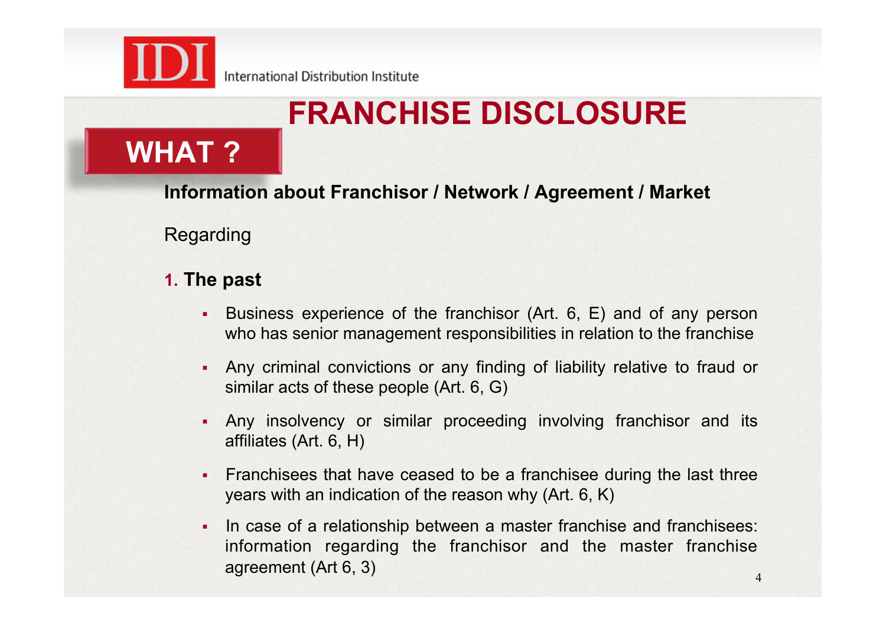# FRANCHISE DISCLOSURE

## WHAT ?

**Information about Franchisor / Network / Agreement / Market**

Regarding

**1. The past**

- Business experience of the franchisor (Art. 6, E) and of any person who has senior management responsibilities in relation to the franchise
- Any criminal convictions or any finding of liability relative to fraud or similar acts of these people (Art. 6, G)
- Any insolvency or similar proceeding involving franchisor and its affiliates (Art. 6, H)
- Franchisees that have ceased to be a franchisee during the last three years with an indication of the reason why (Art. 6, K)
- In case of a relationship between a master franchise and franchisees: information regarding the franchisor and the master franchise agreement (Art 6, 3)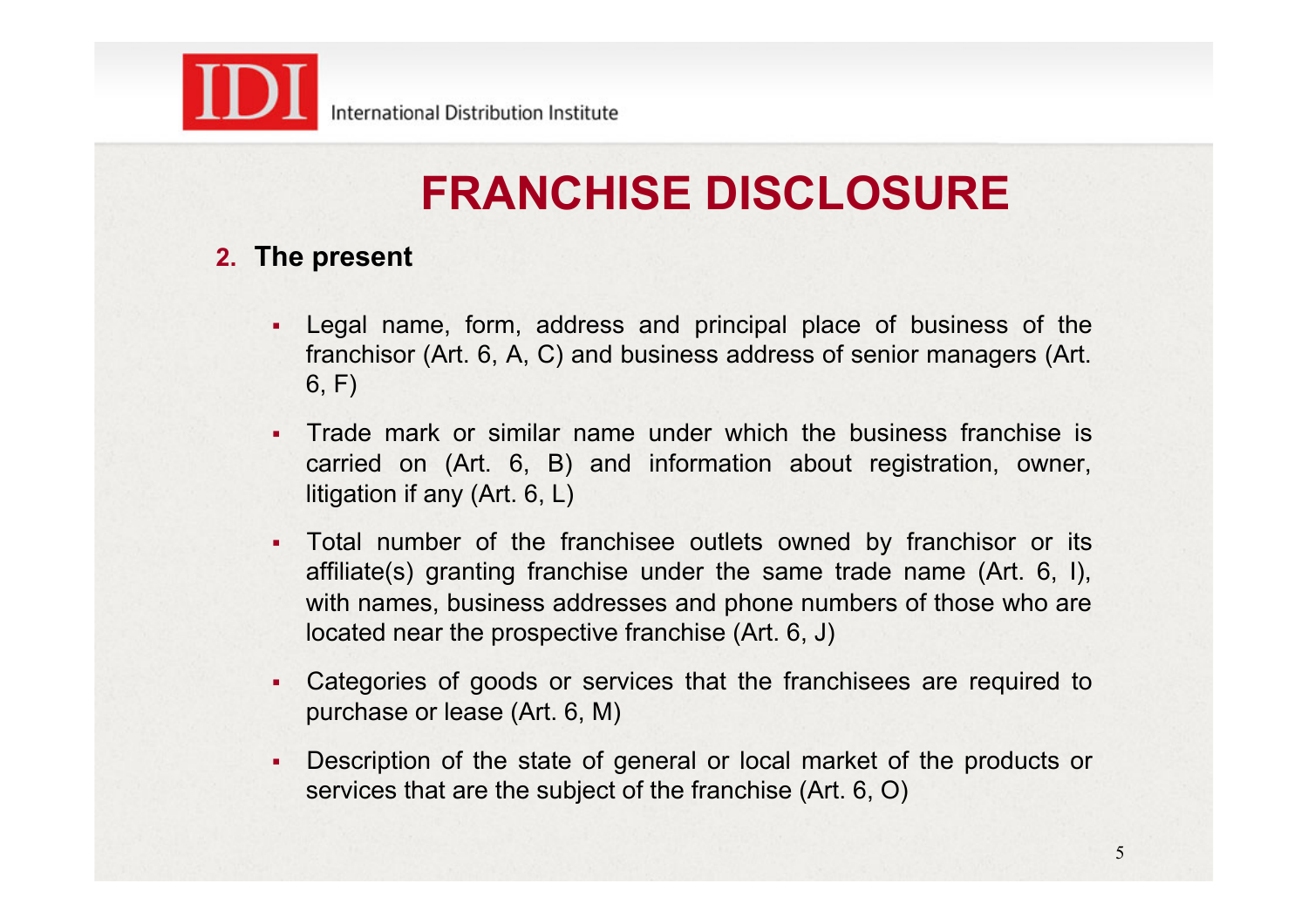# FRANCHISE DISCLOSURE

**2. The present**

- Legal name, form, address and principal place of business of the franchisor (Art. 6, A, C) and business address of senior managers (Art. 6, F)
- Trade mark or similar name under which the business franchise is carried on (Art. 6, B) and information about registration, owner, litigation if any (Art. 6, L)
- Total number of the franchisee outlets owned by franchisor or its affiliate(s) granting franchise under the same trade name (Art. 6, I), with names, business addresses and phone numbers of those who are located near the prospective franchise (Art. 6, J)
- Categories of goods or services that the franchisees are required to purchase or lease (Art. 6, M)
- Description of the state of general or local market of the products or services that are the subject of the franchise (Art. 6, O)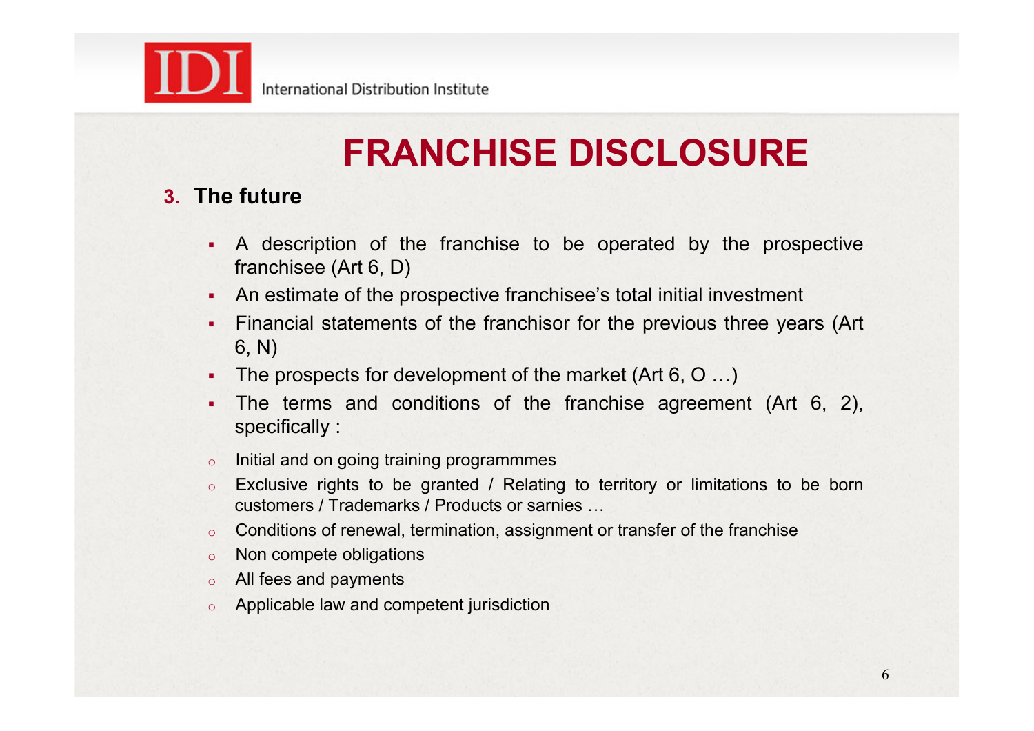# FRANCHISE DISCLOSURE

## 3. The future

- A description of the franchise to be operated by the prospective franchisee (Art 6, D)
- An estimate of the prospective franchisee's total initial investment
- Financial statements of the franchisor for the previous three years (Art 6, N)
- The prospects for development of the market (Art 6, O …)
- The terms and conditions of the franchise agreement (Art 6, 2), specifically :
  - Initial and on going training programmmes
  - Exclusive rights to be granted / Relating to territory or limitations to be born customers / Trademarks / Products or sarnies …
  - Conditions of renewal, termination, assignment or transfer of the franchise
  - Non compete obligations
  - All fees and payments
  - Applicable law and competent jurisdiction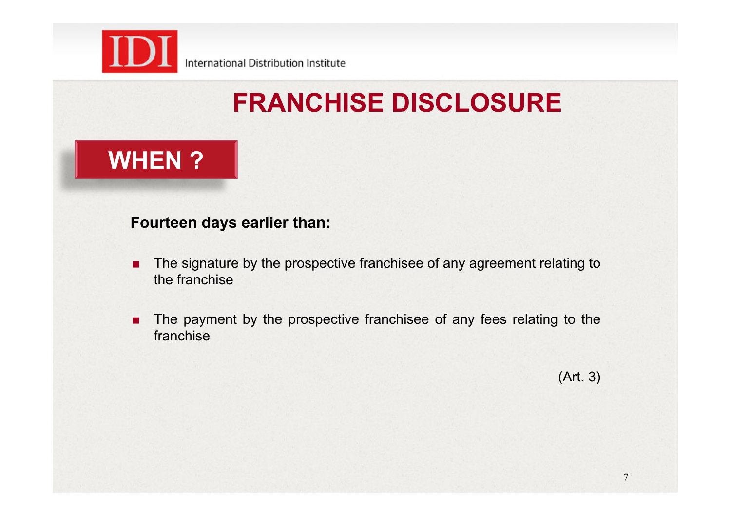# FRANCHISE DISCLOSURE

## WHEN ?

**Fourteen days earlier than:**

- The signature by the prospective franchisee of any agreement relating to the franchise
- The payment by the prospective franchisee of any fees relating to the franchise

(Art. 3)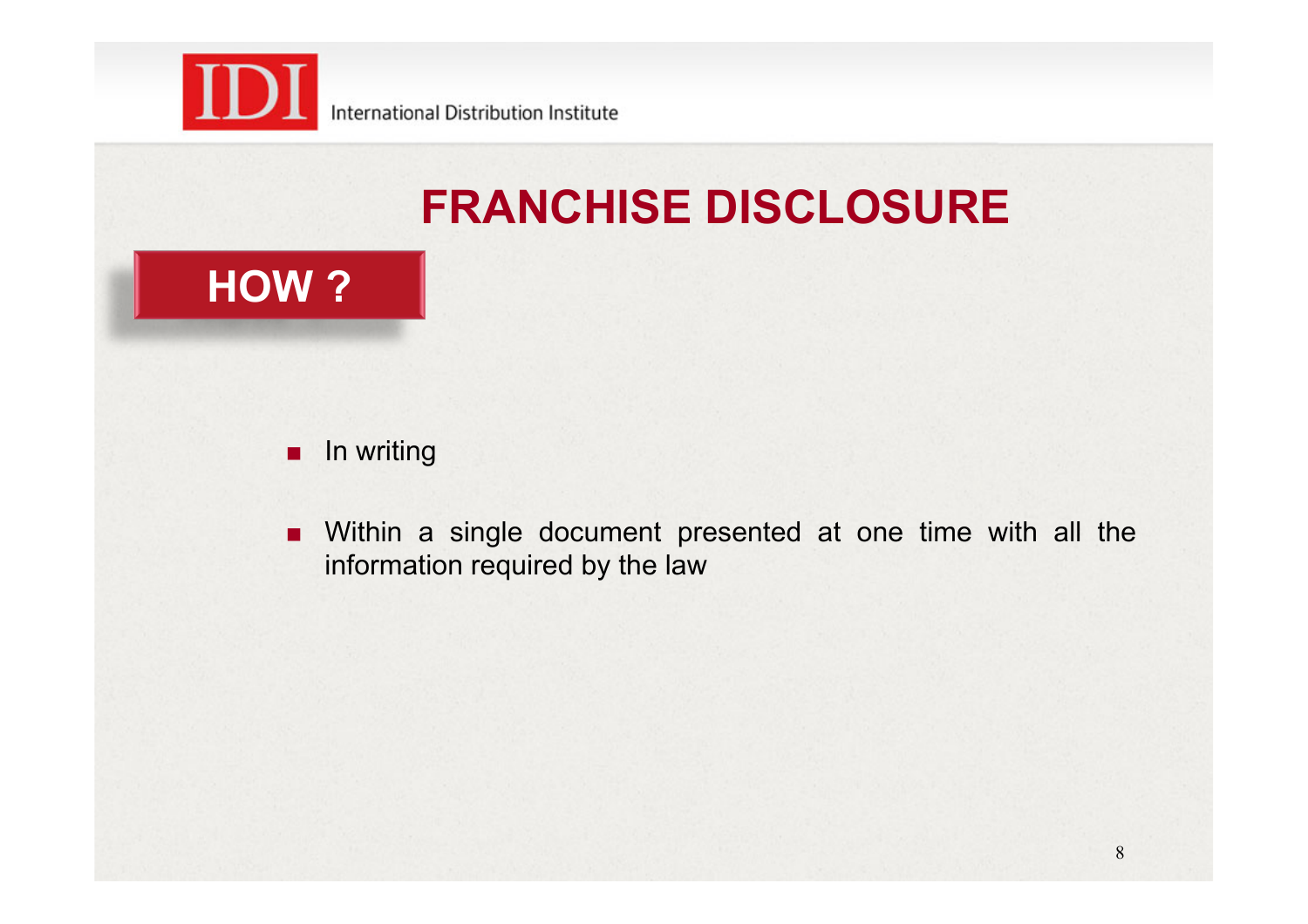# FRANCHISE DISCLOSURE

## HOW ?

- In writing
- Within a single document presented at one time with all the information required by the law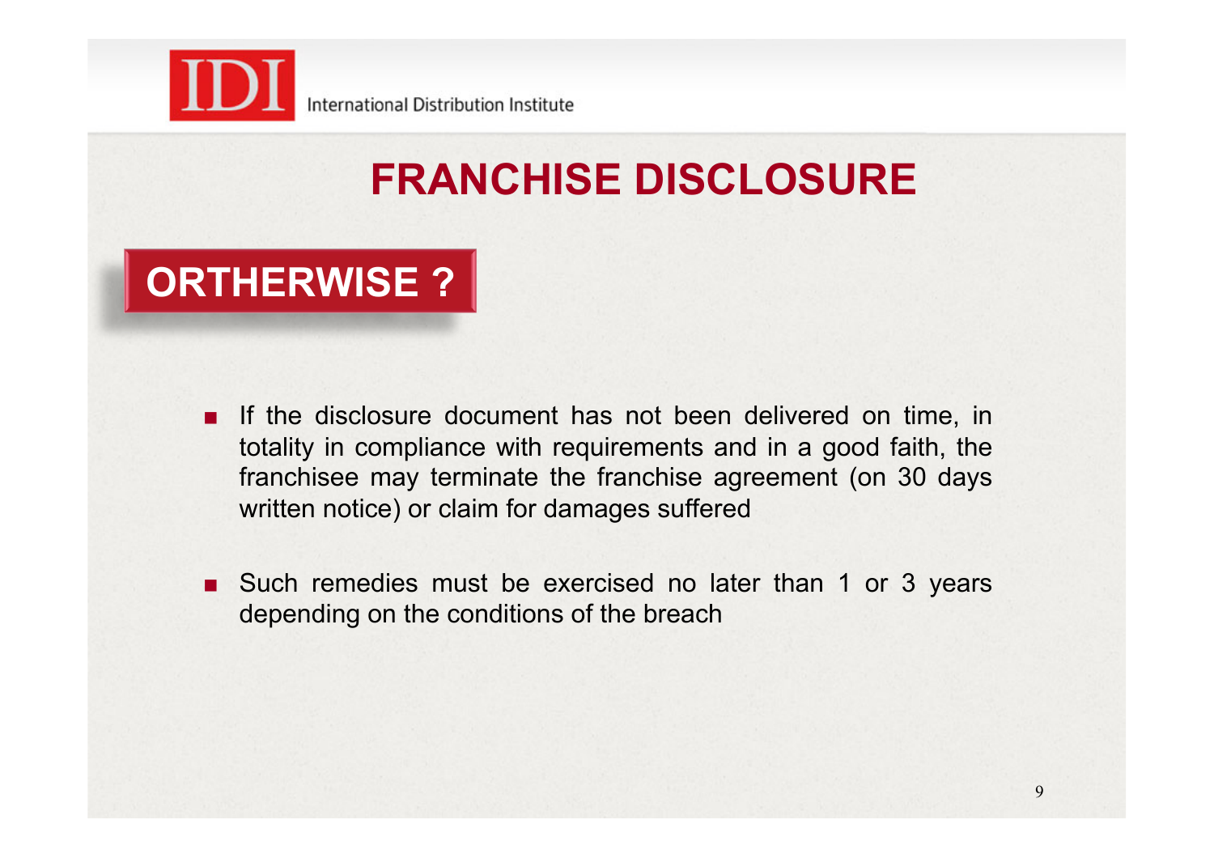# FRANCHISE DISCLOSURE

## ORTHERWISE ?

- If the disclosure document has not been delivered on time, in totality in compliance with requirements and in a good faith, the franchisee may terminate the franchise agreement (on 30 days written notice) or claim for damages suffered
- Such remedies must be exercised no later than 1 or 3 years depending on the conditions of the breach